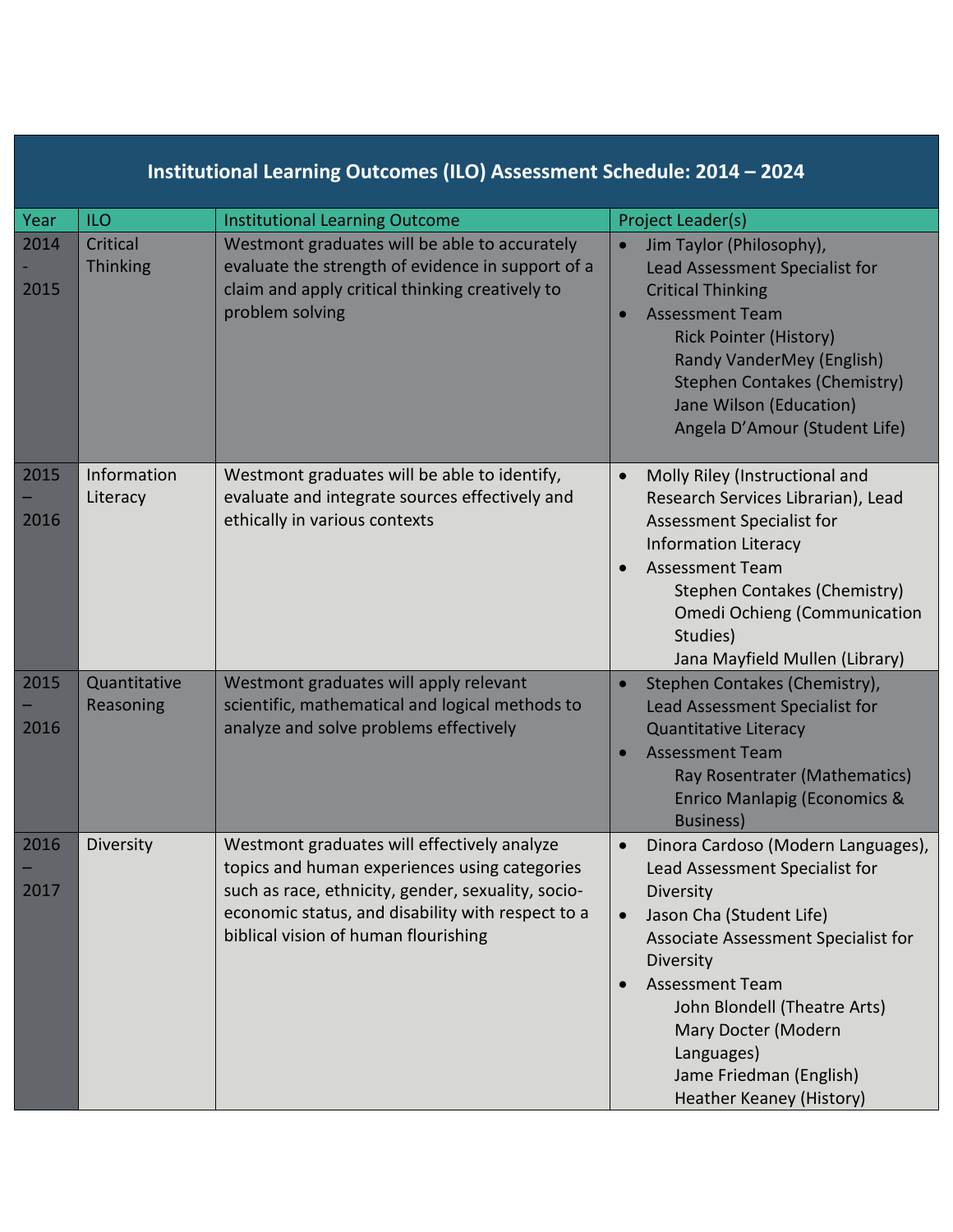# Institutional Learning Outcomes (ILO) Assessment Schedule: 2014 – 2024

| Year | ILO | Institutional Learning Outcome | Project Leader(s) |
|---|---|---|---|
| 2014 - 2015 | Critical Thinking | Westmont graduates will be able to accurately evaluate the strength of evidence in support of a claim and apply critical thinking creatively to problem solving | • Jim Taylor (Philosophy), Lead Assessment Specialist for Critical Thinking<br>• Assessment Team<br>Rick Pointer (History)<br>Randy VanderMey (English)<br>Stephen Contakes (Chemistry)<br>Jane Wilson (Education)<br>Angela D'Amour (Student Life) |
| 2015 – 2016 | Information Literacy | Westmont graduates will be able to identify, evaluate and integrate sources effectively and ethically in various contexts | • Molly Riley (Instructional and Research Services Librarian), Lead Assessment Specialist for Information Literacy<br>• Assessment Team<br>Stephen Contakes (Chemistry)<br>Omedi Ochieng (Communication Studies)<br>Jana Mayfield Mullen (Library) |
| 2015 – 2016 | Quantitative Reasoning | Westmont graduates will apply relevant scientific, mathematical and logical methods to analyze and solve problems effectively | • Stephen Contakes (Chemistry), Lead Assessment Specialist for Quantitative Literacy<br>• Assessment Team<br>Ray Rosentrater (Mathematics)<br>Enrico Manlapig (Economics & Business) |
| 2016 – 2017 | Diversity | Westmont graduates will effectively analyze topics and human experiences using categories such as race, ethnicity, gender, sexuality, socio-economic status, and disability with respect to a biblical vision of human flourishing | • Dinora Cardoso (Modern Languages), Lead Assessment Specialist for Diversity<br>• Jason Cha (Student Life) Associate Assessment Specialist for Diversity<br>• Assessment Team<br>John Blondell (Theatre Arts)<br>Mary Docter (Modern Languages)<br>Jame Friedman (English)<br>Heather Keaney (History) |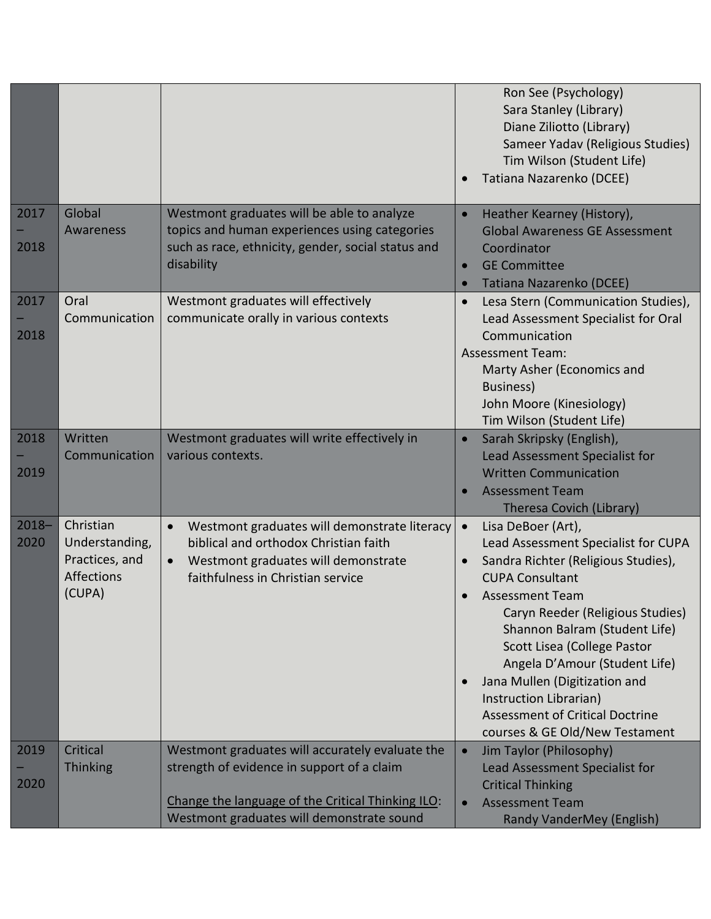| | | | |
|---|---|---|---|
| | | | Ron See (Psychology)<br>Sara Stanley (Library)<br>Diane Ziliotto (Library)<br>Sameer Yadav (Religious Studies)<br>Tim Wilson (Student Life)<br>• Tatiana Nazarenko (DCEE) |
| 2017 – 2018 | Global Awareness | Westmont graduates will be able to analyze topics and human experiences using categories such as race, ethnicity, gender, social status and disability | • Heather Kearney (History), Global Awareness GE Assessment Coordinator<br>• GE Committee<br>• Tatiana Nazarenko (DCEE) |
| 2017 – 2018 | Oral Communication | Westmont graduates will effectively communicate orally in various contexts | • Lesa Stern (Communication Studies), Lead Assessment Specialist for Oral Communication<br>Assessment Team:<br>Marty Asher (Economics and Business)<br>John Moore (Kinesiology)<br>Tim Wilson (Student Life) |
| 2018 – 2019 | Written Communication | Westmont graduates will write effectively in various contexts. | • Sarah Skripsky (English), Lead Assessment Specialist for Written Communication<br>• Assessment Team<br>Theresa Covich (Library) |
| 2018– 2020 | Christian Understanding, Practices, and Affections (CUPA) | • Westmont graduates will demonstrate literacy biblical and orthodox Christian faith<br>• Westmont graduates will demonstrate faithfulness in Christian service | • Lisa DeBoer (Art), Lead Assessment Specialist for CUPA<br>• Sandra Richter (Religious Studies), CUPA Consultant<br>• Assessment Team<br>Caryn Reeder (Religious Studies)<br>Shannon Balram (Student Life)<br>Scott Lisea (College Pastor<br>Angela D'Amour (Student Life)<br>• Jana Mullen (Digitization and Instruction Librarian)<br>Assessment of Critical Doctrine courses & GE Old/New Testament |
| 2019 – 2020 | Critical Thinking | Westmont graduates will accurately evaluate the strength of evidence in support of a claim<br><br><u>Change the language of the Critical Thinking ILO</u>: Westmont graduates will demonstrate sound | • Jim Taylor (Philosophy) Lead Assessment Specialist for Critical Thinking<br>• Assessment Team<br>Randy VanderMey (English) |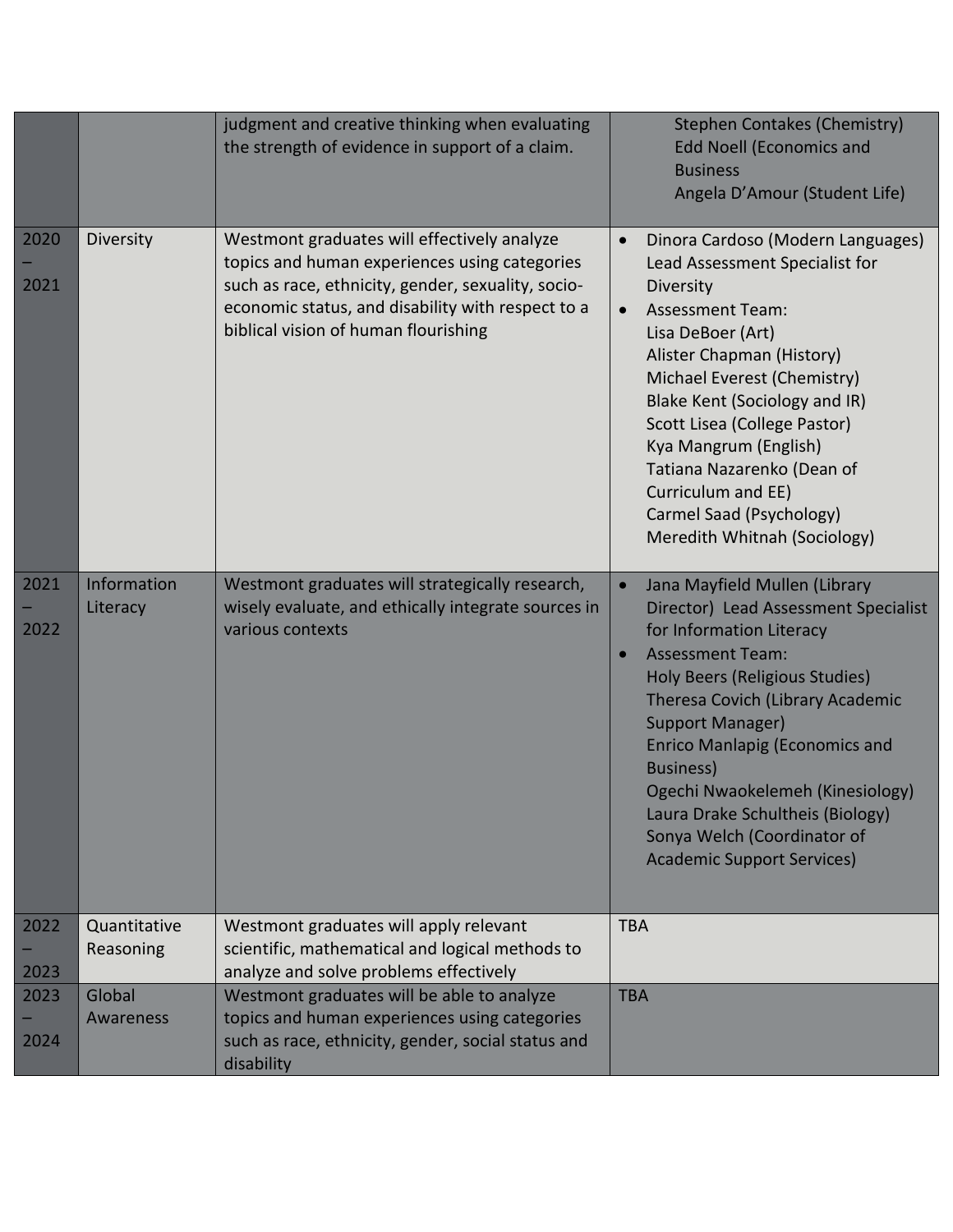| | | | |
|---|---|---|---|
| | | judgment and creative thinking when evaluating the strength of evidence in support of a claim. | Stephen Contakes (Chemistry)<br>Edd Noell (Economics and Business<br>Angela D'Amour (Student Life) |
| 2020 – 2021 | Diversity | Westmont graduates will effectively analyze topics and human experiences using categories such as race, ethnicity, gender, sexuality, socio-economic status, and disability with respect to a biblical vision of human flourishing | • Dinora Cardoso (Modern Languages) Lead Assessment Specialist for Diversity<br>• Assessment Team:<br>Lisa DeBoer (Art)<br>Alister Chapman (History)<br>Michael Everest (Chemistry)<br>Blake Kent (Sociology and IR)<br>Scott Lisea (College Pastor)<br>Kya Mangrum (English)<br>Tatiana Nazarenko (Dean of Curriculum and EE)<br>Carmel Saad (Psychology)<br>Meredith Whitnah (Sociology) |
| 2021 – 2022 | Information Literacy | Westmont graduates will strategically research, wisely evaluate, and ethically integrate sources in various contexts | • Jana Mayfield Mullen (Library Director) Lead Assessment Specialist for Information Literacy<br>• Assessment Team:<br>Holy Beers (Religious Studies)<br>Theresa Covich (Library Academic Support Manager)<br>Enrico Manlapig (Economics and Business)<br>Ogechi Nwaokelemeh (Kinesiology)<br>Laura Drake Schultheis (Biology)<br>Sonya Welch (Coordinator of Academic Support Services) |
| 2022 – 2023 | Quantitative Reasoning | Westmont graduates will apply relevant scientific, mathematical and logical methods to analyze and solve problems effectively | TBA |
| 2023 – 2024 | Global Awareness | Westmont graduates will be able to analyze topics and human experiences using categories such as race, ethnicity, gender, social status and disability | TBA |